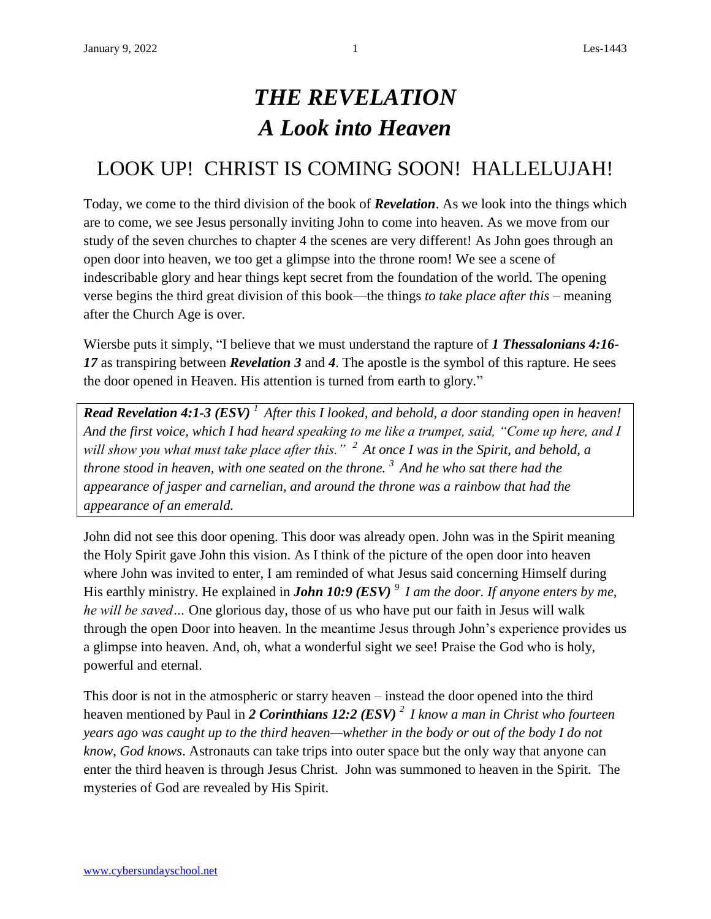# *THE REVELATION*
# *A Look into Heaven*

## LOOK UP! CHRIST IS COMING SOON! HALLELUJAH!

Today, we come to the third division of the book of ***Revelation***. As we look into the things which are to come, we see Jesus personally inviting John to come into heaven. As we move from our study of the seven churches to chapter 4 the scenes are very different! As John goes through an open door into heaven, we too get a glimpse into the throne room! We see a scene of indescribable glory and hear things kept secret from the foundation of the world. The opening verse begins the third great division of this book—the things *to take place after this* – meaning after the Church Age is over.

Wiersbe puts it simply, "I believe that we must understand the rapture of ***1 Thessalonians 4:16-17*** as transpiring between ***Revelation 3*** and ***4***. The apostle is the symbol of this rapture. He sees the door opened in Heaven. His attention is turned from earth to glory."

> ***Read Revelation 4:1-3 (ESV)*** [1] *After this I looked, and behold, a door standing open in heaven! And the first voice, which I had heard speaking to me like a trumpet, said, "Come up here, and I will show you what must take place after this."* [2] *At once I was in the Spirit, and behold, a throne stood in heaven, with one seated on the throne.* [3] *And he who sat there had the appearance of jasper and carnelian, and around the throne was a rainbow that had the appearance of an emerald.*

John did not see this door opening. This door was already open. John was in the Spirit meaning the Holy Spirit gave John this vision. As I think of the picture of the open door into heaven where John was invited to enter, I am reminded of what Jesus said concerning Himself during His earthly ministry. He explained in ***John 10:9 (ESV)*** [9] *I am the door. If anyone enters by me, he will be saved…* One glorious day, those of us who have put our faith in Jesus will walk through the open Door into heaven. In the meantime Jesus through John's experience provides us a glimpse into heaven. And, oh, what a wonderful sight we see! Praise the God who is holy, powerful and eternal.

This door is not in the atmospheric or starry heaven – instead the door opened into the third heaven mentioned by Paul in ***2 Corinthians 12:2 (ESV)*** [2] *I know a man in Christ who fourteen years ago was caught up to the third heaven—whether in the body or out of the body I do not know, God knows*. Astronauts can take trips into outer space but the only way that anyone can enter the third heaven is through Jesus Christ. John was summoned to heaven in the Spirit. The mysteries of God are revealed by His Spirit.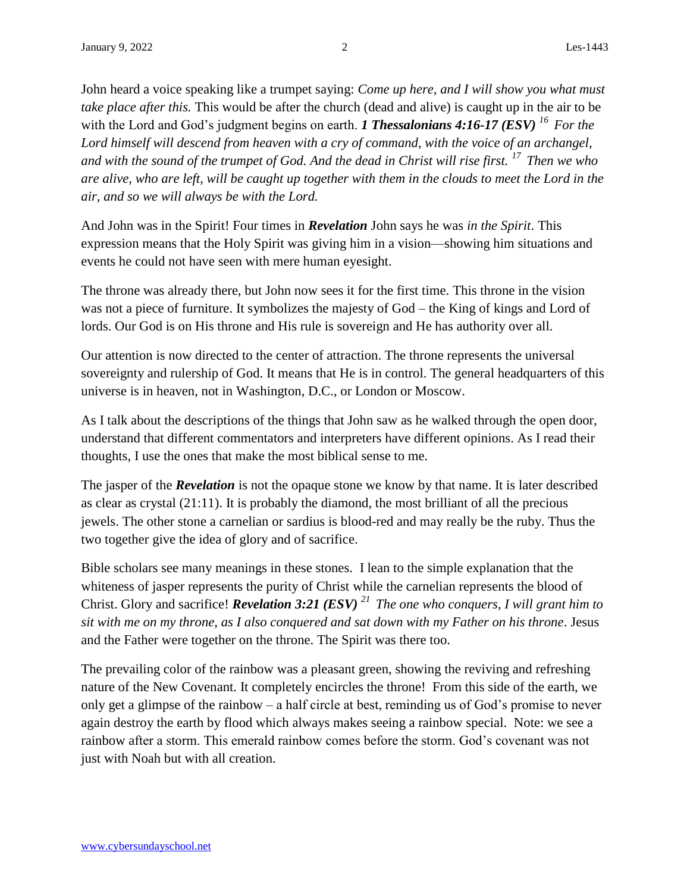John heard a voice speaking like a trumpet saying: *Come up here, and I will show you what must take place after this.* This would be after the church (dead and alive) is caught up in the air to be with the Lord and God's judgment begins on earth. ***1 Thessalonians 4:16-17 (ESV)*** [16] *For the Lord himself will descend from heaven with a cry of command, with the voice of an archangel, and with the sound of the trumpet of God. And the dead in Christ will rise first.* [17] *Then we who are alive, who are left, will be caught up together with them in the clouds to meet the Lord in the air, and so we will always be with the Lord.*

And John was in the Spirit! Four times in ***Revelation*** John says he was *in the Spirit*. This expression means that the Holy Spirit was giving him in a vision—showing him situations and events he could not have seen with mere human eyesight.

The throne was already there, but John now sees it for the first time. This throne in the vision was not a piece of furniture. It symbolizes the majesty of God – the King of kings and Lord of lords. Our God is on His throne and His rule is sovereign and He has authority over all.

Our attention is now directed to the center of attraction. The throne represents the universal sovereignty and rulership of God. It means that He is in control. The general headquarters of this universe is in heaven, not in Washington, D.C., or London or Moscow.

As I talk about the descriptions of the things that John saw as he walked through the open door, understand that different commentators and interpreters have different opinions. As I read their thoughts, I use the ones that make the most biblical sense to me.

The jasper of the ***Revelation*** is not the opaque stone we know by that name. It is later described as clear as crystal (21:11). It is probably the diamond, the most brilliant of all the precious jewels. The other stone a carnelian or sardius is blood-red and may really be the ruby. Thus the two together give the idea of glory and of sacrifice.

Bible scholars see many meanings in these stones. I lean to the simple explanation that the whiteness of jasper represents the purity of Christ while the carnelian represents the blood of Christ. Glory and sacrifice! ***Revelation 3:21 (ESV)*** [21] *The one who conquers, I will grant him to sit with me on my throne, as I also conquered and sat down with my Father on his throne*. Jesus and the Father were together on the throne. The Spirit was there too.

The prevailing color of the rainbow was a pleasant green, showing the reviving and refreshing nature of the New Covenant. It completely encircles the throne! From this side of the earth, we only get a glimpse of the rainbow – a half circle at best, reminding us of God's promise to never again destroy the earth by flood which always makes seeing a rainbow special. Note: we see a rainbow after a storm. This emerald rainbow comes before the storm. God's covenant was not just with Noah but with all creation.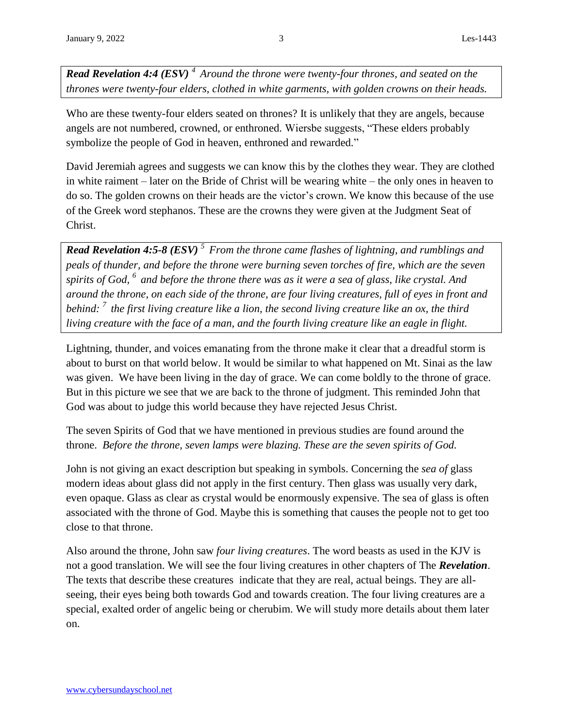**Read Revelation 4:4 (ESV)** [4] *Around the throne were twenty-four thrones, and seated on the thrones were twenty-four elders, clothed in white garments, with golden crowns on their heads.*

Who are these twenty-four elders seated on thrones? It is unlikely that they are angels, because angels are not numbered, crowned, or enthroned. Wiersbe suggests, "These elders probably symbolize the people of God in heaven, enthroned and rewarded."

David Jeremiah agrees and suggests we can know this by the clothes they wear. They are clothed in white raiment – later on the Bride of Christ will be wearing white – the only ones in heaven to do so. The golden crowns on their heads are the victor's crown. We know this because of the use of the Greek word stephanos. These are the crowns they were given at the Judgment Seat of Christ.

**Read Revelation 4:5-8 (ESV)** [5] *From the throne came flashes of lightning, and rumblings and peals of thunder, and before the throne were burning seven torches of fire, which are the seven spirits of God,* [6] *and before the throne there was as it were a sea of glass, like crystal. And around the throne, on each side of the throne, are four living creatures, full of eyes in front and behind:* [7] *the first living creature like a lion, the second living creature like an ox, the third living creature with the face of a man, and the fourth living creature like an eagle in flight.*

Lightning, thunder, and voices emanating from the throne make it clear that a dreadful storm is about to burst on that world below. It would be similar to what happened on Mt. Sinai as the law was given. We have been living in the day of grace. We can come boldly to the throne of grace. But in this picture we see that we are back to the throne of judgment. This reminded John that God was about to judge this world because they have rejected Jesus Christ.

The seven Spirits of God that we have mentioned in previous studies are found around the throne. *Before the throne, seven lamps were blazing. These are the seven spirits of God.*

John is not giving an exact description but speaking in symbols. Concerning the *sea of* glass modern ideas about glass did not apply in the first century. Then glass was usually very dark, even opaque. Glass as clear as crystal would be enormously expensive. The sea of glass is often associated with the throne of God. Maybe this is something that causes the people not to get too close to that throne.

Also around the throne, John saw *four living creatures*. The word beasts as used in the KJV is not a good translation. We will see the four living creatures in other chapters of The ***Revelation***. The texts that describe these creatures indicate that they are real, actual beings. They are all-seeing, their eyes being both towards God and towards creation. The four living creatures are a special, exalted order of angelic being or cherubim. We will study more details about them later on.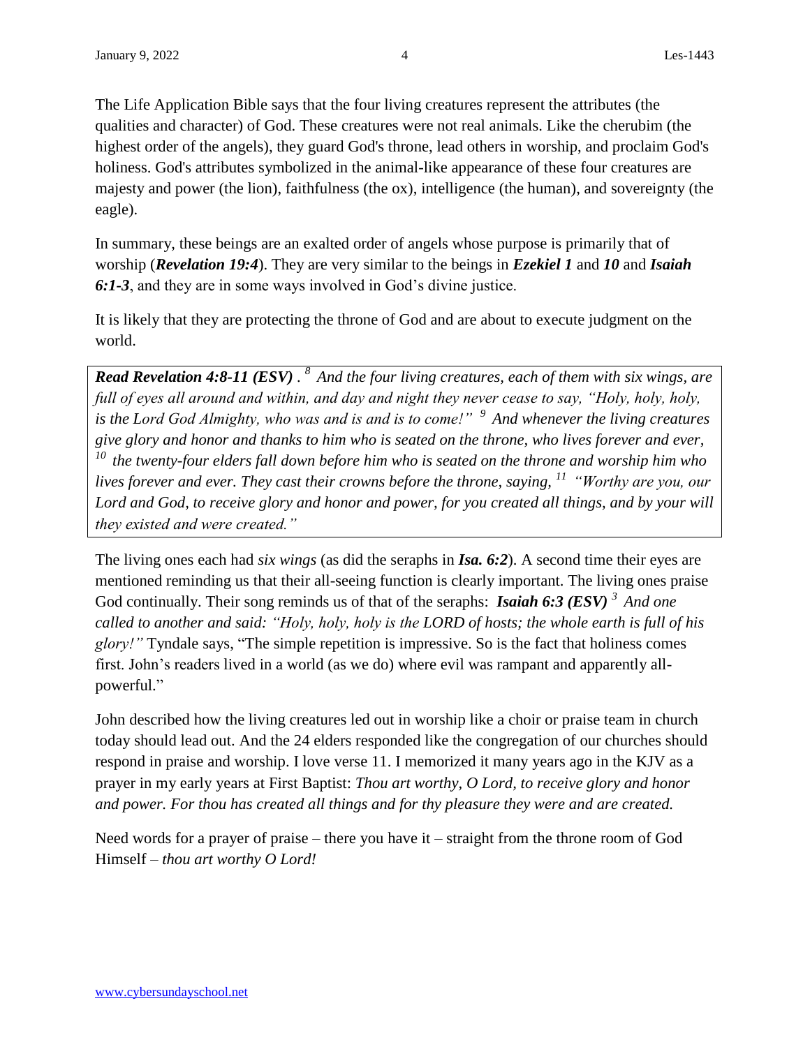The Life Application Bible says that the four living creatures represent the attributes (the qualities and character) of God. These creatures were not real animals. Like the cherubim (the highest order of the angels), they guard God's throne, lead others in worship, and proclaim God's holiness. God's attributes symbolized in the animal-like appearance of these four creatures are majesty and power (the lion), faithfulness (the ox), intelligence (the human), and sovereignty (the eagle).

In summary, these beings are an exalted order of angels whose purpose is primarily that of worship (***Revelation 19:4***). They are very similar to the beings in ***Ezekiel 1*** and ***10*** and ***Isaiah 6:1-3***, and they are in some ways involved in God's divine justice.

It is likely that they are protecting the throne of God and are about to execute judgment on the world.

> ***Read Revelation 4:8-11 (ESV)*** . [8] *And the four living creatures, each of them with six wings, are full of eyes all around and within, and day and night they never cease to say, "Holy, holy, holy, is the Lord God Almighty, who was and is and is to come!"* [9] *And whenever the living creatures give glory and honor and thanks to him who is seated on the throne, who lives forever and ever,* [10] *the twenty-four elders fall down before him who is seated on the throne and worship him who lives forever and ever. They cast their crowns before the throne, saying,* [11] *"Worthy are you, our Lord and God, to receive glory and honor and power, for you created all things, and by your will they existed and were created."*

The living ones each had *six wings* (as did the seraphs in ***Isa. 6:2***). A second time their eyes are mentioned reminding us that their all-seeing function is clearly important. The living ones praise God continually. Their song reminds us of that of the seraphs: ***Isaiah 6:3 (ESV)*** [3] *And one called to another and said: "Holy, holy, holy is the LORD of hosts; the whole earth is full of his glory!"* Tyndale says, "The simple repetition is impressive. So is the fact that holiness comes first. John's readers lived in a world (as we do) where evil was rampant and apparently all-powerful."

John described how the living creatures led out in worship like a choir or praise team in church today should lead out. And the 24 elders responded like the congregation of our churches should respond in praise and worship. I love verse 11. I memorized it many years ago in the KJV as a prayer in my early years at First Baptist: *Thou art worthy, O Lord, to receive glory and honor and power. For thou has created all things and for thy pleasure they were and are created.*

Need words for a prayer of praise – there you have it – straight from the throne room of God Himself – *thou art worthy O Lord!*